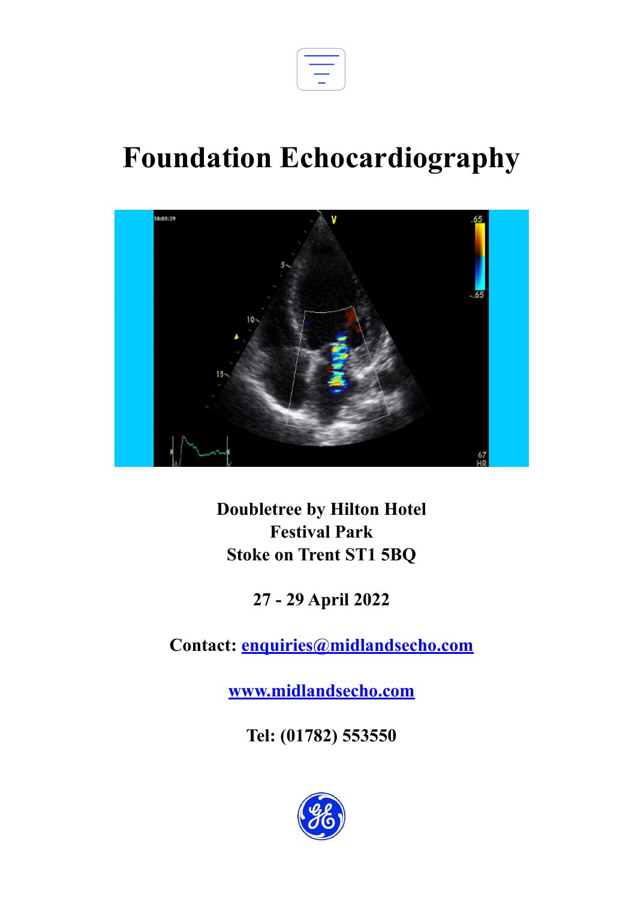# Foundation Echocardiography

**Doubletree by Hilton Hotel**
**Festival Park**
**Stoke on Trent ST1 5BQ**

**27 - 29 April 2022**

**Contact: enquiries@midlandsecho.com**

**www.midlandsecho.com**

**Tel: (01782) 553550**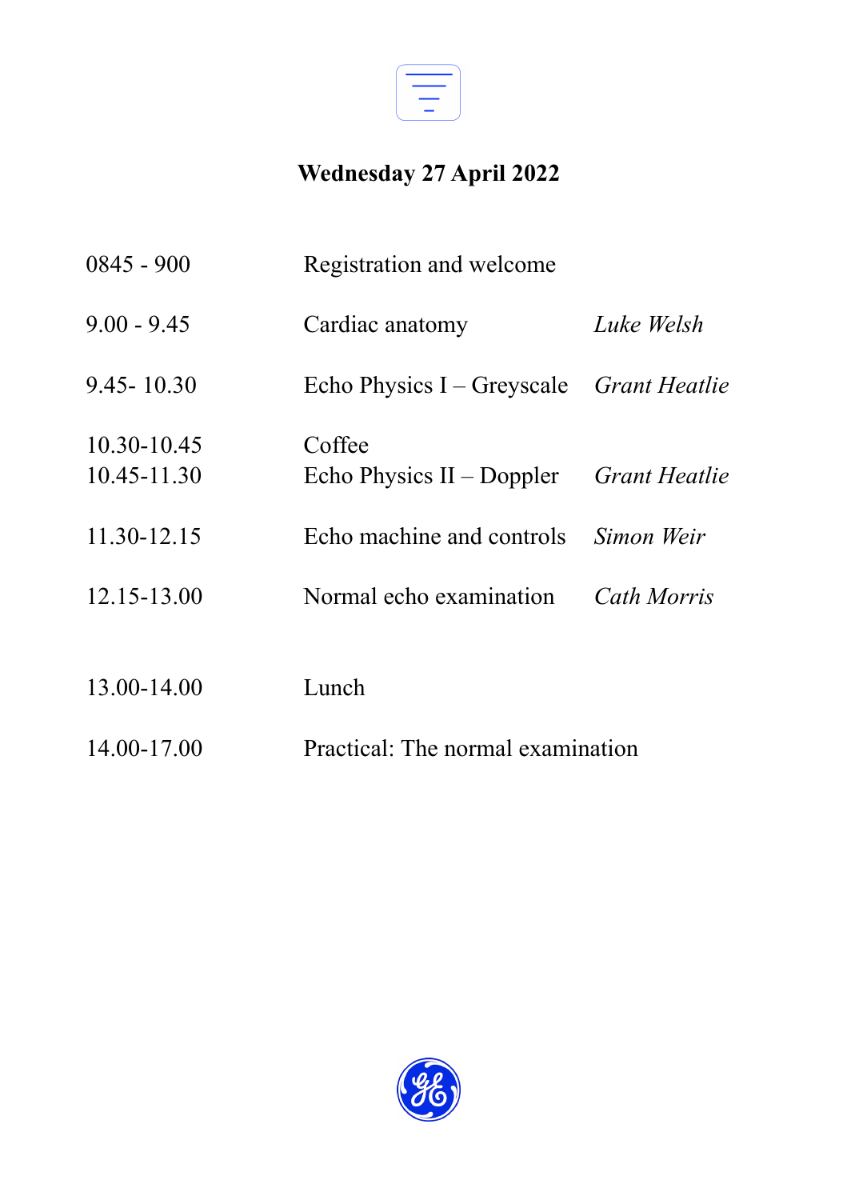## Wednesday 27 April 2022

| | | |
|---|---|---|
| 0845 - 900 | Registration and welcome | |
| 9.00 - 9.45 | Cardiac anatomy | *Luke Welsh* |
| 9.45- 10.30 | Echo Physics I – Greyscale | *Grant Heatlie* |
| 10.30-10.45 | Coffee | |
| 10.45-11.30 | Echo Physics II – Doppler | *Grant Heatlie* |
| 11.30-12.15 | Echo machine and controls | *Simon Weir* |
| 12.15-13.00 | Normal echo examination | *Cath Morris* |
| 13.00-14.00 | Lunch | |
| 14.00-17.00 | Practical: The normal examination | |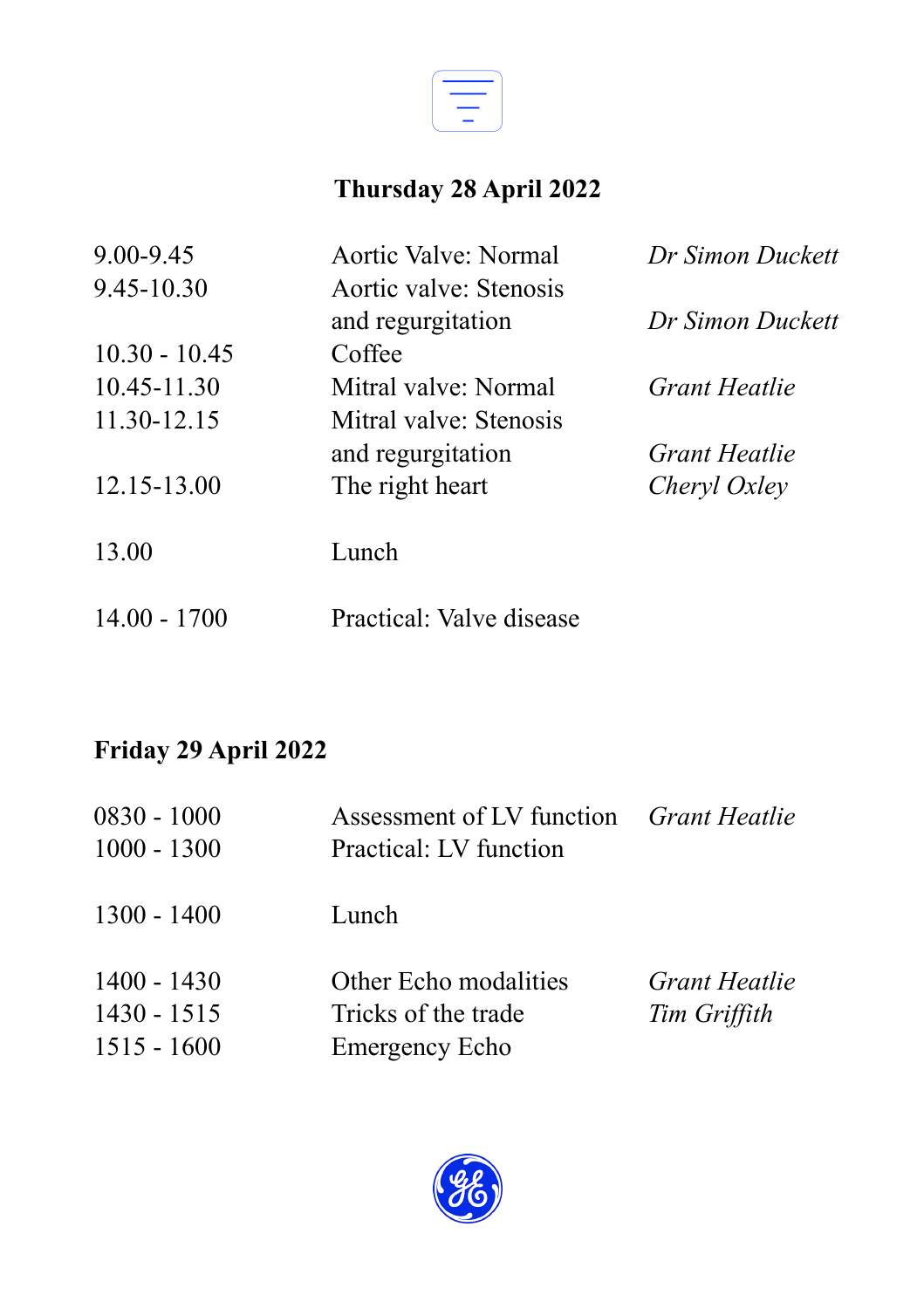## Thursday 28 April 2022

| | | |
|---|---|---|
| 9.00-9.45 | Aortic Valve: Normal | *Dr Simon Duckett* |
| 9.45-10.30 | Aortic valve: Stenosis and regurgitation | *Dr Simon Duckett* |
| 10.30 - 10.45 | Coffee | |
| 10.45-11.30 | Mitral valve: Normal | *Grant Heatlie* |
| 11.30-12.15 | Mitral valve: Stenosis and regurgitation | *Grant Heatlie* |
| 12.15-13.00 | The right heart | *Cheryl Oxley* |
| 13.00 | Lunch | |
| 14.00 - 1700 | Practical: Valve disease | |

## Friday 29 April 2022

| | | |
|---|---|---|
| 0830 - 1000 | Assessment of LV function | *Grant Heatlie* |
| 1000 - 1300 | Practical: LV function | |
| 1300 - 1400 | Lunch | |
| 1400 - 1430 | Other Echo modalities | *Grant Heatlie* |
| 1430 - 1515 | Tricks of the trade | *Tim Griffith* |
| 1515 - 1600 | Emergency Echo | |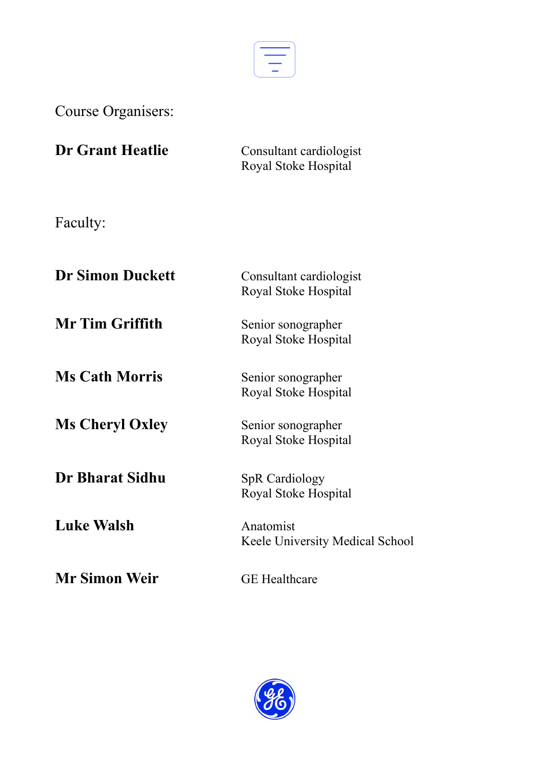Course Organisers:

**Dr Grant Heatlie**

Consultant cardiologist
Royal Stoke Hospital

Faculty:

**Dr Simon Duckett**

Consultant cardiologist
Royal Stoke Hospital

**Mr Tim Griffith**

Senior sonographer
Royal Stoke Hospital

**Ms Cath Morris**

Senior sonographer
Royal Stoke Hospital

**Ms Cheryl Oxley**

Senior sonographer
Royal Stoke Hospital

**Dr Bharat Sidhu**

SpR Cardiology
Royal Stoke Hospital

**Luke Walsh**

Anatomist
Keele University Medical School

**Mr Simon Weir**

GE Healthcare